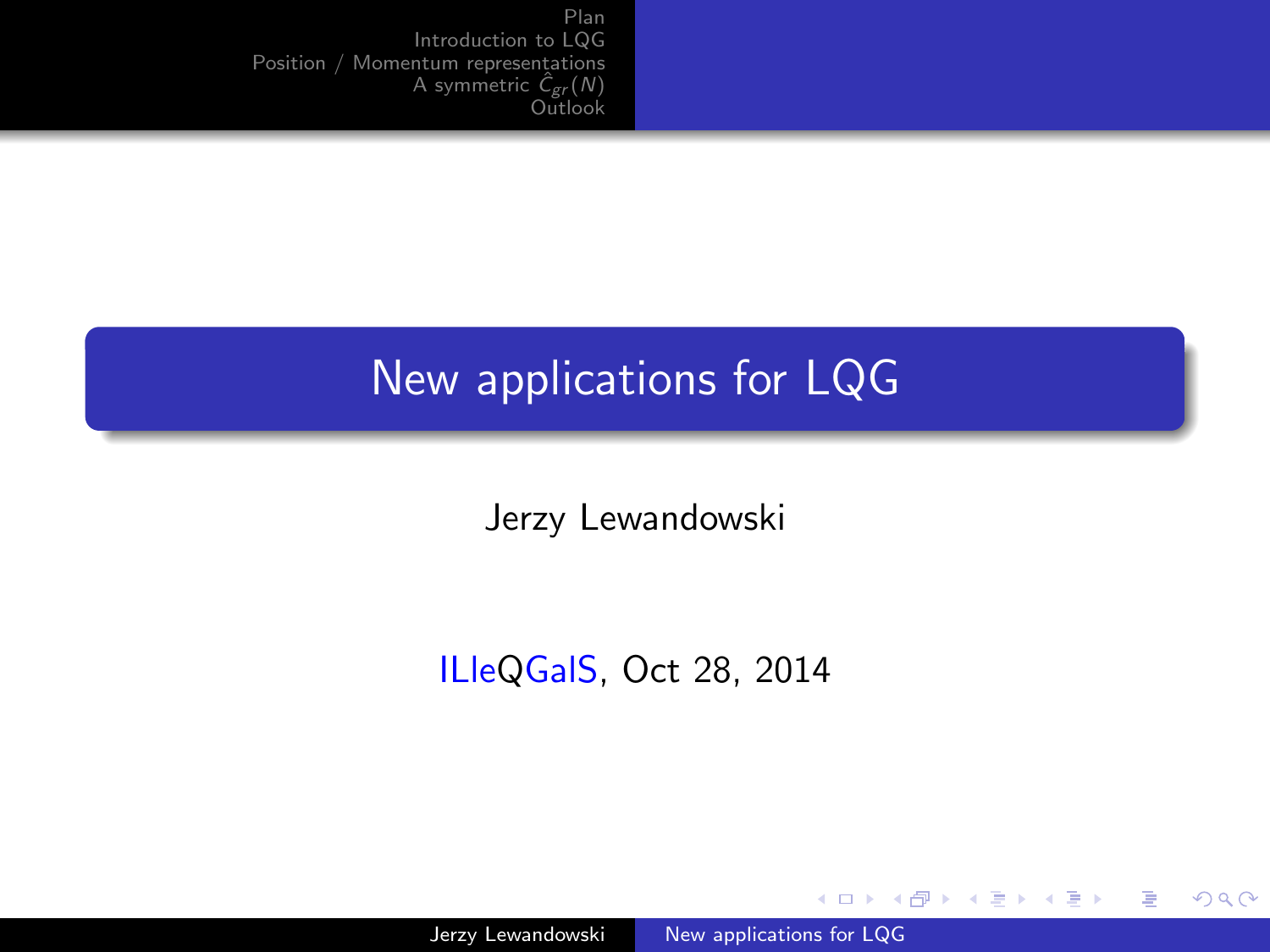# New applications for LQG

Jerzy Lewandowski

ILleQGalS, Oct 28, 2014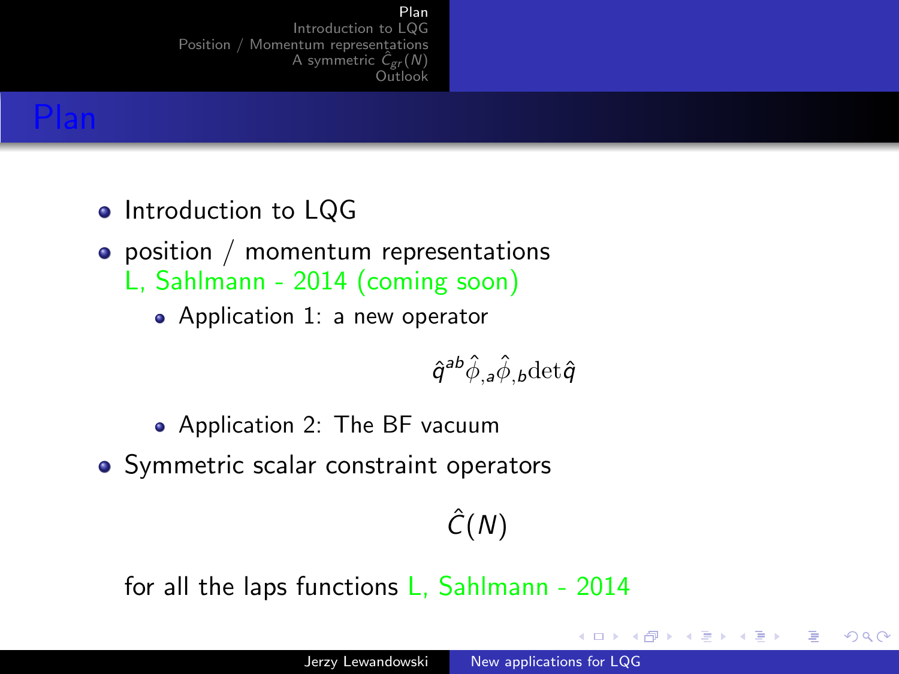# Plan

- Introduction to LQG
- position / momentum representations
  L, Sahlmann - 2014 (coming soon)
  - Application 1: a new operator

    $$\hat{q}^{ab}\hat{\phi}_{,a}\hat{\phi}_{,b}\mathrm{det}\hat{q}$$

  - Application 2: The BF vacuum
- Symmetric scalar constraint operators

  $$\hat{C}(N)$$

  for all the laps functions L, Sahlmann - 2014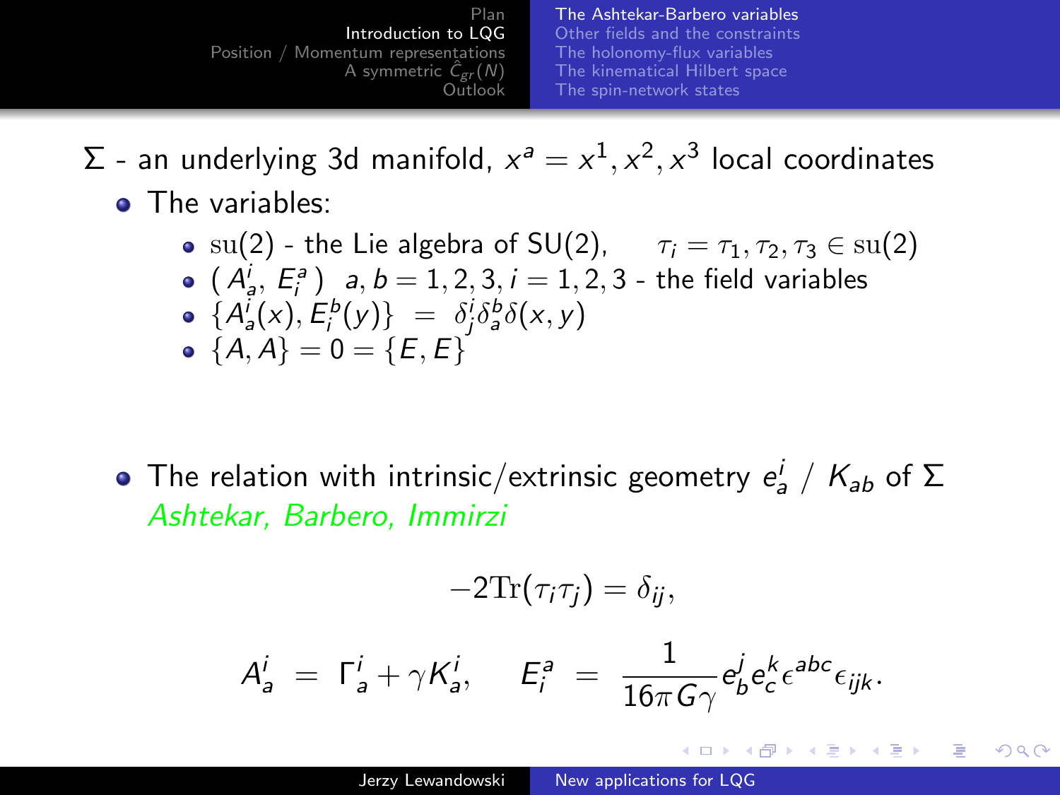$\Sigma$ - an underlying 3d manifold, $x^a = x^1, x^2, x^3$ local coordinates

- The variables:
  - $\mathrm{su}(2)$ - the Lie algebra of SU(2), $\tau_i = \tau_1, \tau_2, \tau_3 \in \mathrm{su}(2)$
  - $(A^i_a, E^a_i)$ $a, b = 1, 2, 3, i = 1, 2, 3$ - the field variables
  - $\{A^i_a(x), E^b_j(y)\} = \delta^i_j \delta^b_a \delta(x, y)$
  - $\{A, A\} = 0 = \{E, E\}$

- The relation with intrinsic/extrinsic geometry $e^i_a$ / $K_{ab}$ of $\Sigma$ *Ashtekar, Barbero, Immirzi*

$$-2\mathrm{Tr}(\tau_i \tau_j) = \delta_{ij},$$

$$A^i_a = \Gamma^i_a + \gamma K^i_a, \quad E^a_i = \frac{1}{16\pi G \gamma} e^j_b e^k_c \epsilon^{abc} \epsilon_{ijk}.$$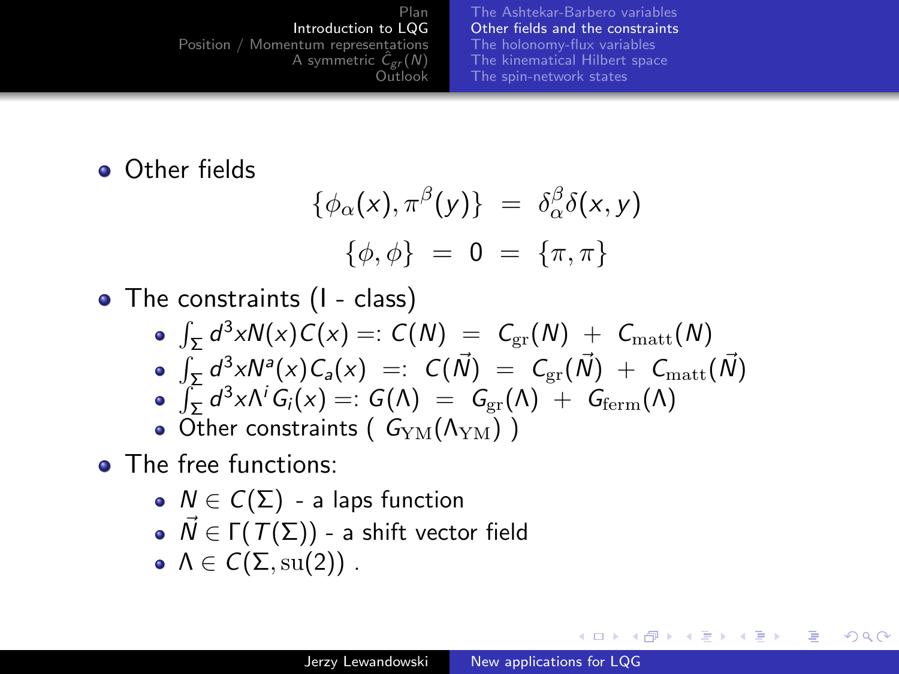- Other fields

$$\{\phi_\alpha(x), \pi^\beta(y)\} = \delta^\beta_\alpha \delta(x,y)$$

$$\{\phi, \phi\} = 0 = \{\pi, \pi\}$$

- The constraints (I - class)
  - $\int_\Sigma d^3x N(x) C(x) =: C(N) = C_{\rm gr}(N) + C_{\rm matt}(N)$
  - $\int_\Sigma d^3x N^a(x) C_a(x) =: C(\vec{N}) = C_{\rm gr}(\vec{N}) + C_{\rm matt}(\vec{N})$
  - $\int_\Sigma d^3x \Lambda^i G_i(x) =: G(\Lambda) = G_{\rm gr}(\Lambda) + G_{\rm ferm}(\Lambda)$
  - Other constraints ( $G_{\rm YM}(\Lambda_{\rm YM})$ )
- The free functions:
  - $N \in C(\Sigma)$ - a laps function
  - $\vec{N} \in \Gamma(T(\Sigma))$ - a shift vector field
  - $\Lambda \in C(\Sigma, {\rm su}(2))$ .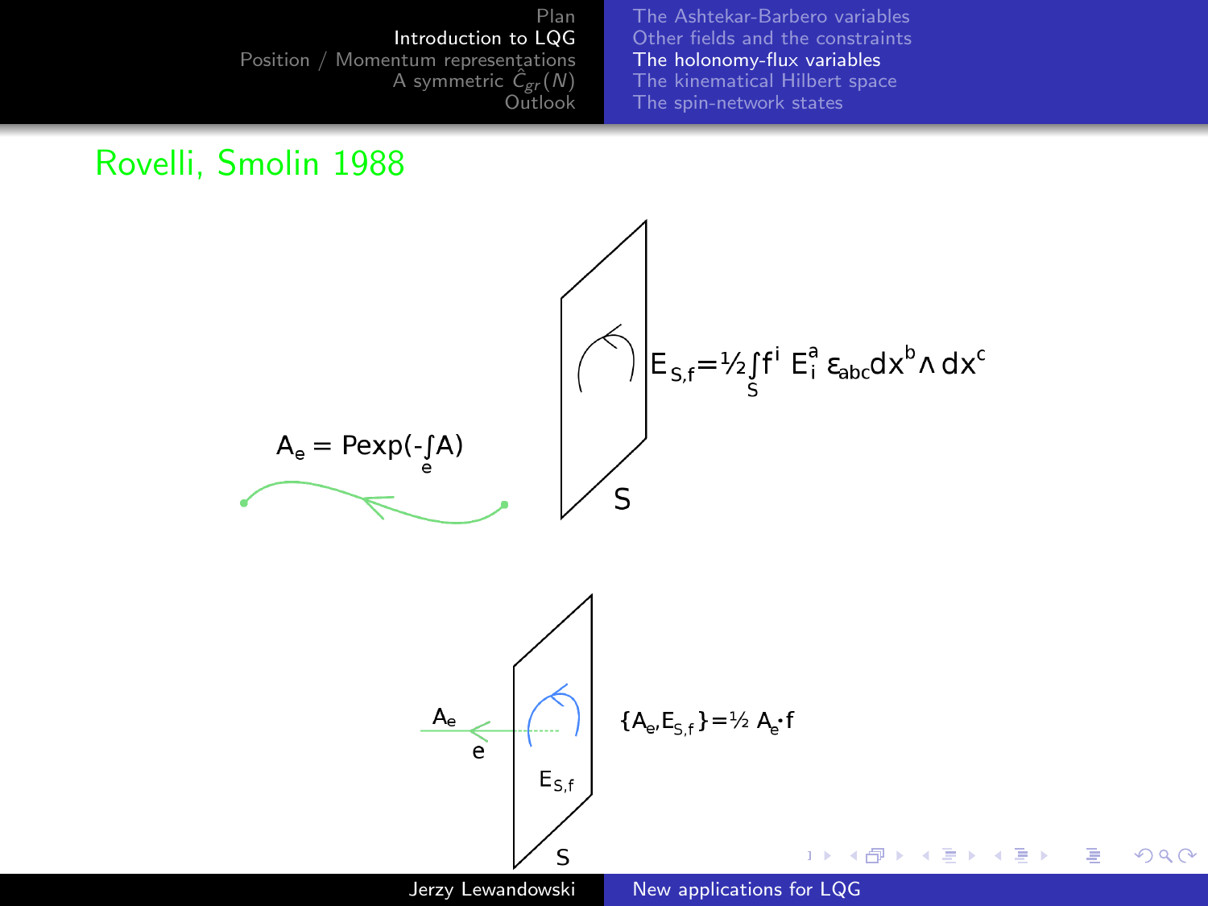## Rovelli, Smolin 1988

$$A_e = P\exp(-\int_e A)$$

$$E_{S,f} = \tfrac{1}{2}\int_S f^i\, E_i^a\, \epsilon_{abc} dx^b \wedge dx^c$$

S

$A_e$

e

$E_{S,f}$

S

$$\{A_e, E_{S,f}\} = \tfrac{1}{2}\, A_e \cdot f$$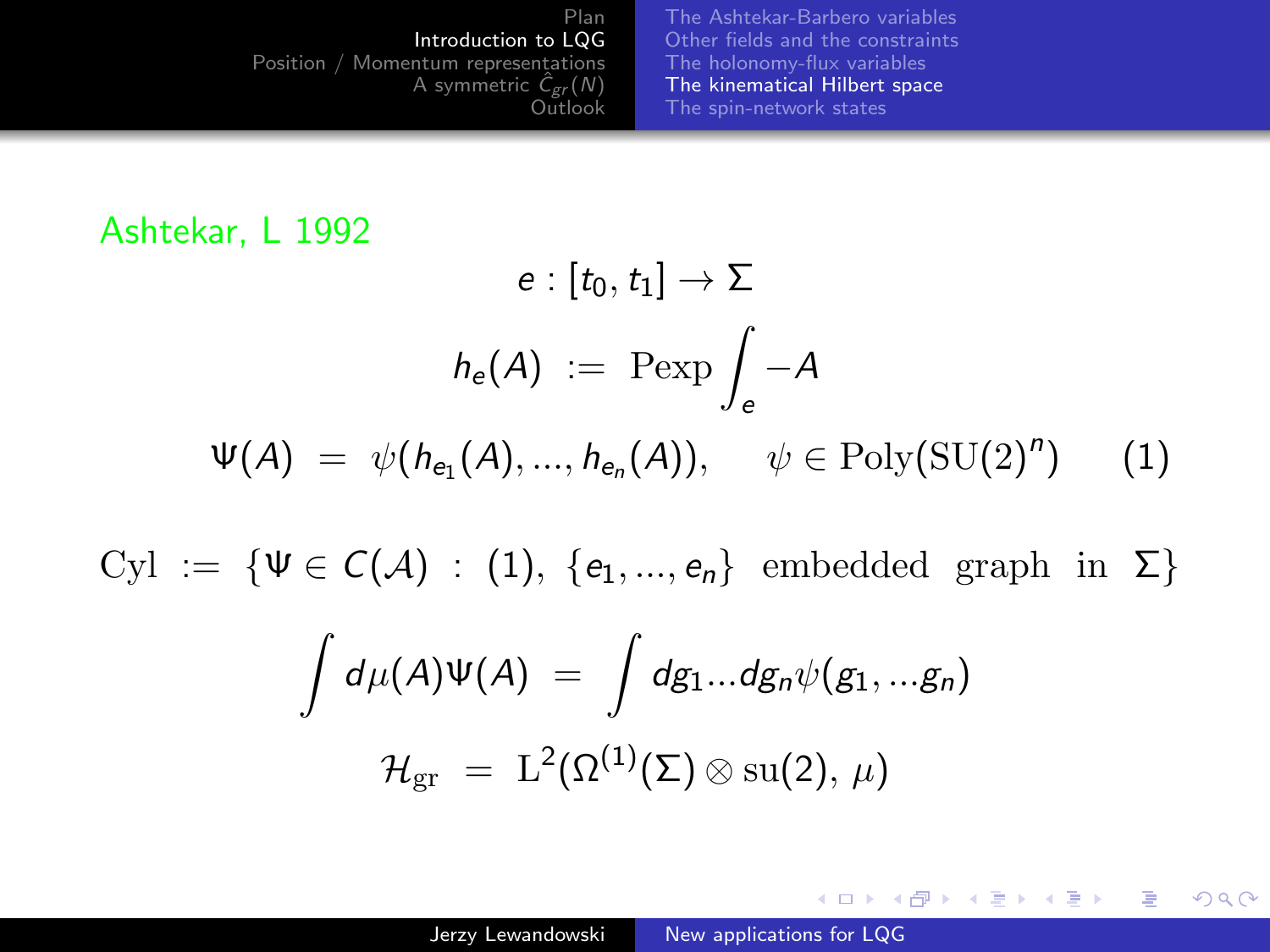Ashtekar, L 1992

$$e : [t_0, t_1] \to \Sigma$$

$$h_e(A) \ := \ \mathrm{Pexp} \int_e -A$$

$$\Psi(A) \ = \ \psi(h_{e_1}(A), ..., h_{e_n}(A)), \qquad \psi \in \mathrm{Poly}(\mathrm{SU}(2)^n) \qquad (1)$$

$$\mathrm{Cyl} \ := \ \{\Psi \in C(\mathcal{A}) \ : \ (1), \ \{e_1, ..., e_n\} \ \text{embedded graph in } \Sigma\}$$

$$\int d\mu(A)\Psi(A) \ = \ \int dg_1...dg_n \psi(g_1, ...g_n)$$

$$\mathcal{H}_{\mathrm{gr}} \ = \ \mathrm{L}^2(\Omega^{(1)}(\Sigma) \otimes \mathrm{su}(2), \ \mu)$$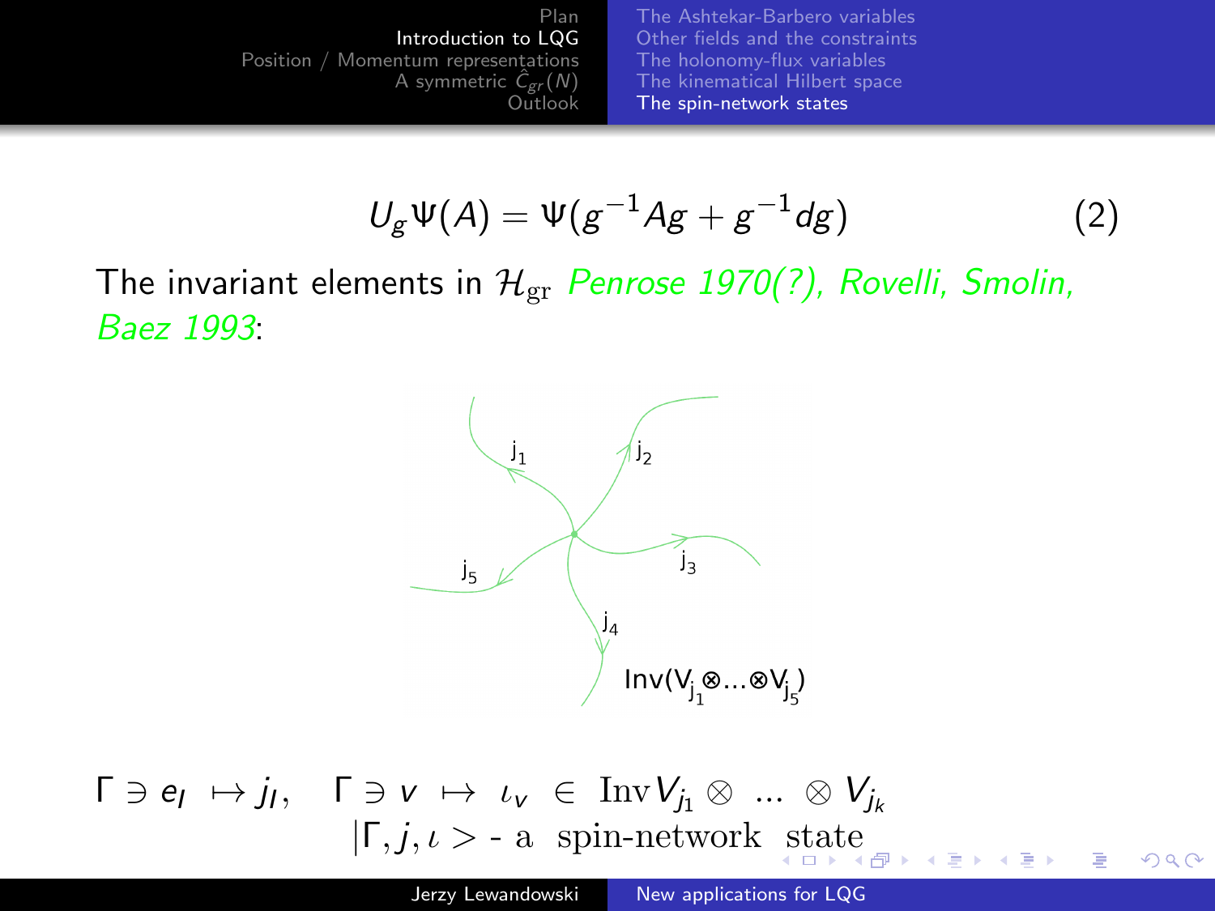$$U_g\Psi(A) = \Psi(g^{-1}Ag + g^{-1}dg) \tag{2}$$

The invariant elements in $\mathcal{H}_{\rm gr}$ *Penrose 1970(?), Rovelli, Smolin, Baez 1993*:

$j_1$, $j_2$, $j_3$, $j_4$, $j_5$

$\mathrm{Inv}(V_{j_1} \otimes \ldots \otimes V_{j_5})$

$$\Gamma \ni e_I \ \mapsto j_I, \quad \Gamma \ni v \ \mapsto \ \iota_v \ \in \ \mathrm{Inv}\, V_{j_1} \otimes \ \ldots \ \otimes V_{j_k}$$

$$|\Gamma, j, \iota > \text{ - a spin-network state}$$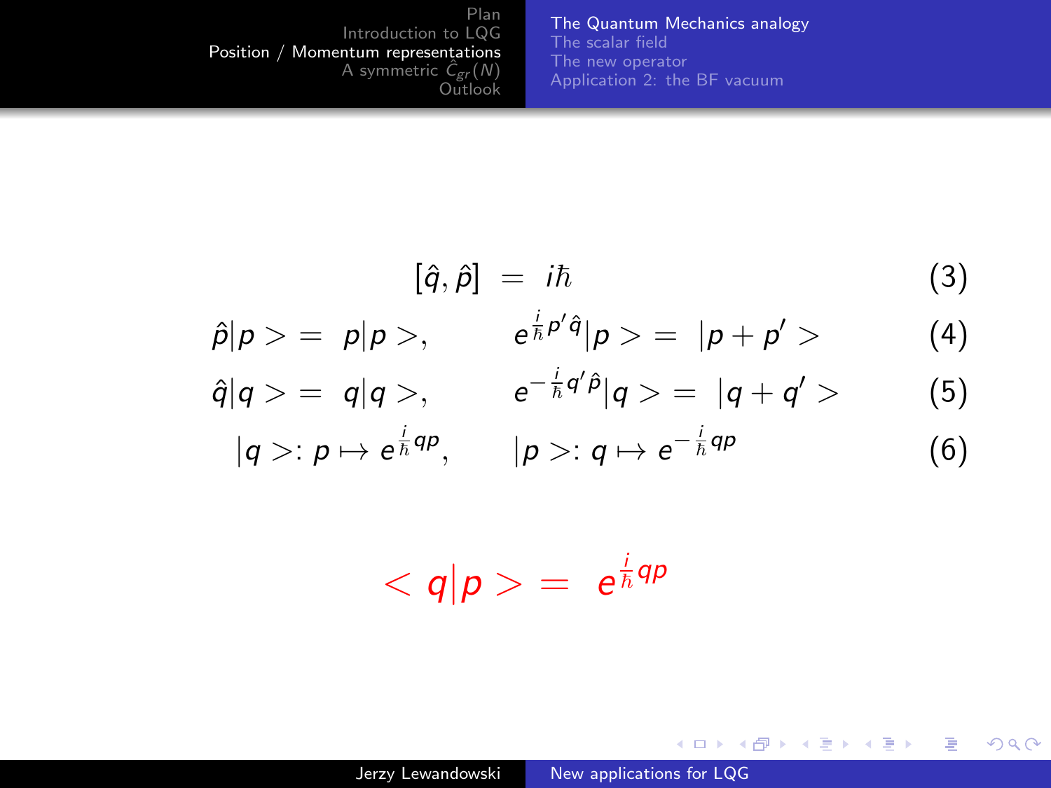$$[\hat{q}, \hat{p}] \;=\; i\hbar \tag{3}$$

$$\hat{p}|p> = \; p|p>, \qquad e^{\frac{i}{\hbar}p'\hat{q}}|p> = \; |p+p'> \tag{4}$$

$$\hat{q}|q> = \; q|q>, \qquad e^{-\frac{i}{\hbar}q'\hat{p}}|q> = \; |q+q'> \tag{5}$$

$$|q>: p \mapsto e^{\frac{i}{\hbar}qp}, \qquad |p>: q \mapsto e^{-\frac{i}{\hbar}qp} \tag{6}$$

$$< q|p > = \; e^{\frac{i}{\hbar}qp}$$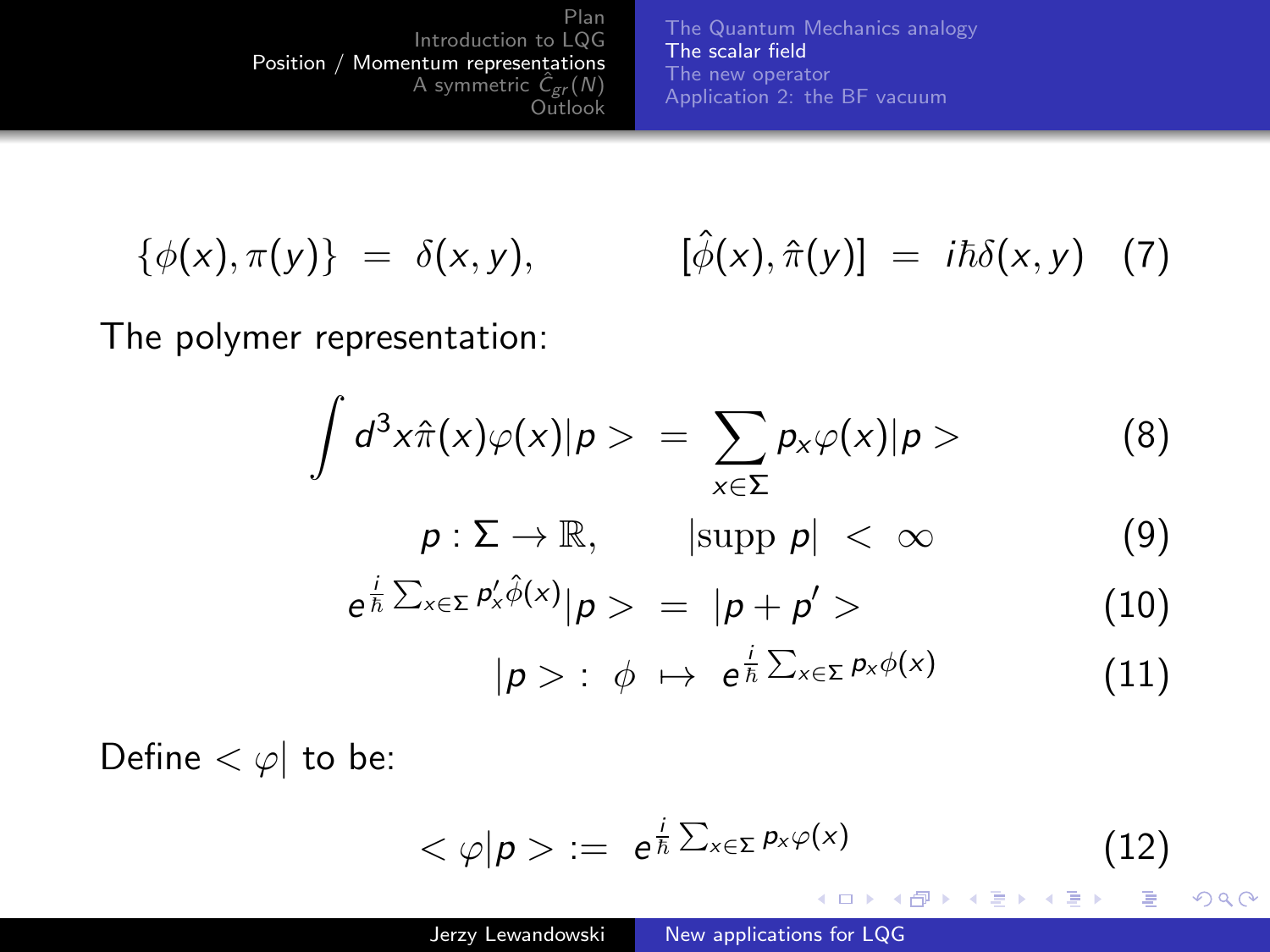$$\{\phi(x), \pi(y)\} \;=\; \delta(x,y), \qquad\qquad [\hat{\phi}(x), \hat{\pi}(y)] \;=\; i\hbar\delta(x,y) \quad (7)$$

The polymer representation:

$$\int d^3x \hat{\pi}(x)\varphi(x)|p> \;=\; \sum_{x\in\Sigma} p_x \varphi(x)|p> \qquad (8)$$

$$p : \Sigma \to \mathbb{R}, \qquad |\mathrm{supp}\; p| \;<\; \infty \qquad (9)$$

$$e^{\frac{i}{\hbar}\sum_{x\in\Sigma} p'_x \hat{\phi}(x)}|p> \;=\; |p + p'> \qquad (10)$$

$$|p> :\; \phi \;\mapsto\; e^{\frac{i}{\hbar}\sum_{x\in\Sigma} p_x \phi(x)} \qquad (11)$$

Define $<\varphi|$ to be:

$$<\varphi|p> := \; e^{\frac{i}{\hbar}\sum_{x\in\Sigma} p_x \varphi(x)} \qquad (12)$$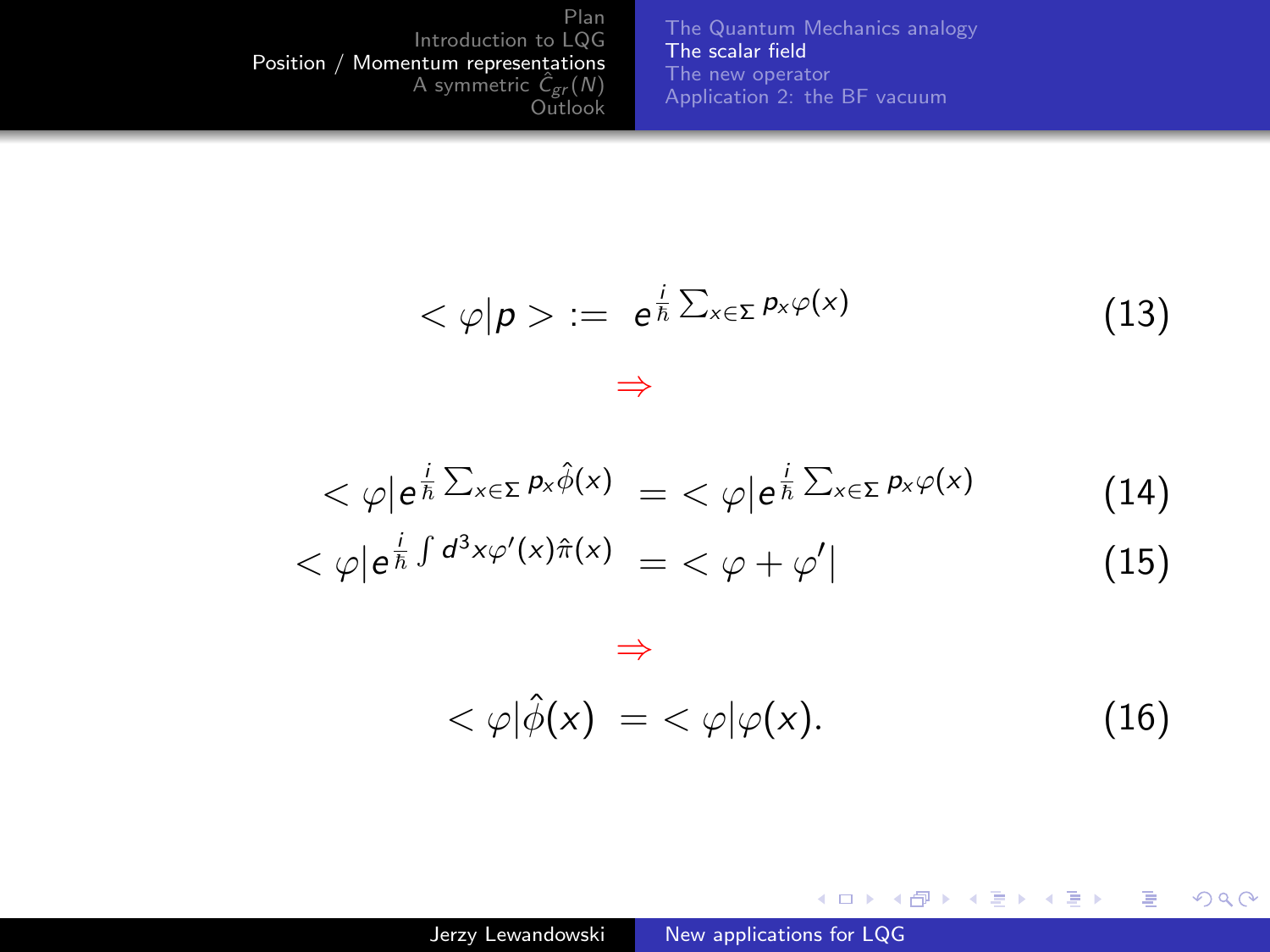$$< \varphi | p > := \; e^{\frac{i}{\hbar}\sum_{x\in\Sigma} p_x \varphi(x)} \tag{13}$$

$$\Rightarrow$$

$$< \varphi | e^{\frac{i}{\hbar}\sum_{x\in\Sigma} p_x \hat{\phi}(x)} \; = < \varphi | e^{\frac{i}{\hbar}\sum_{x\in\Sigma} p_x \varphi(x)} \tag{14}$$

$$< \varphi | e^{\frac{i}{\hbar}\int d^3x \varphi'(x)\hat{\pi}(x)} \; = < \varphi + \varphi' | \tag{15}$$

$$\Rightarrow$$

$$< \varphi | \hat{\phi}(x) \; = < \varphi | \varphi(x). \tag{16}$$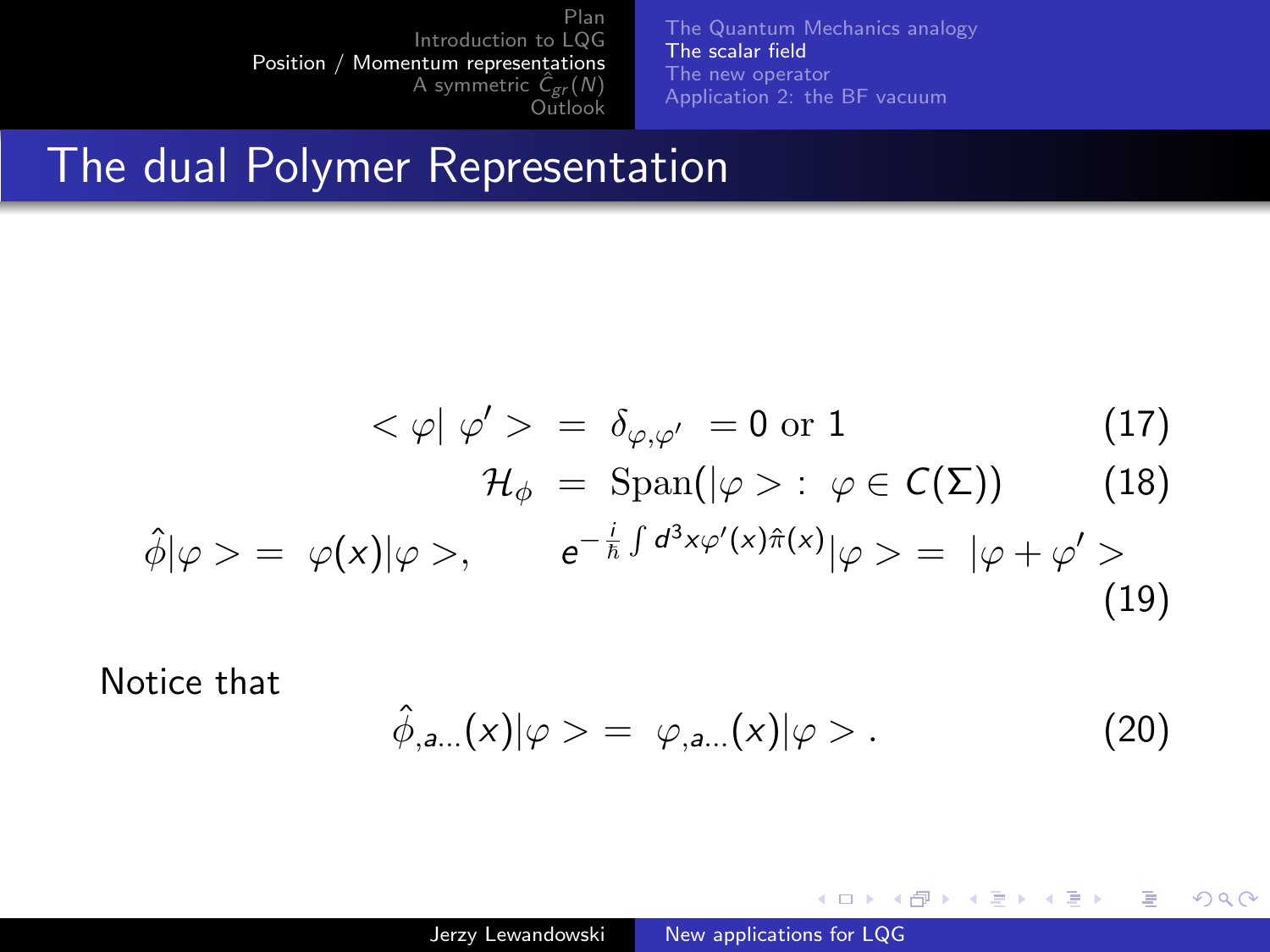# The dual Polymer Representation

$$< \varphi| \varphi' > = \delta_{\varphi,\varphi'} = 0 \text{ or } 1 \tag{17}$$

$$\mathcal{H}_\phi = \mathrm{Span}(|\varphi > : \varphi \in C(\Sigma)) \tag{18}$$

$$\hat{\phi}|\varphi > = \varphi(x)|\varphi >, \qquad e^{-\frac{i}{\hbar}\int d^3x \varphi'(x)\hat{\pi}(x)}|\varphi > = |\varphi + \varphi' > \tag{19}$$

Notice that

$$\hat{\phi}_{,a\ldots}(x)|\varphi > = \varphi_{,a\ldots}(x)|\varphi > . \tag{20}$$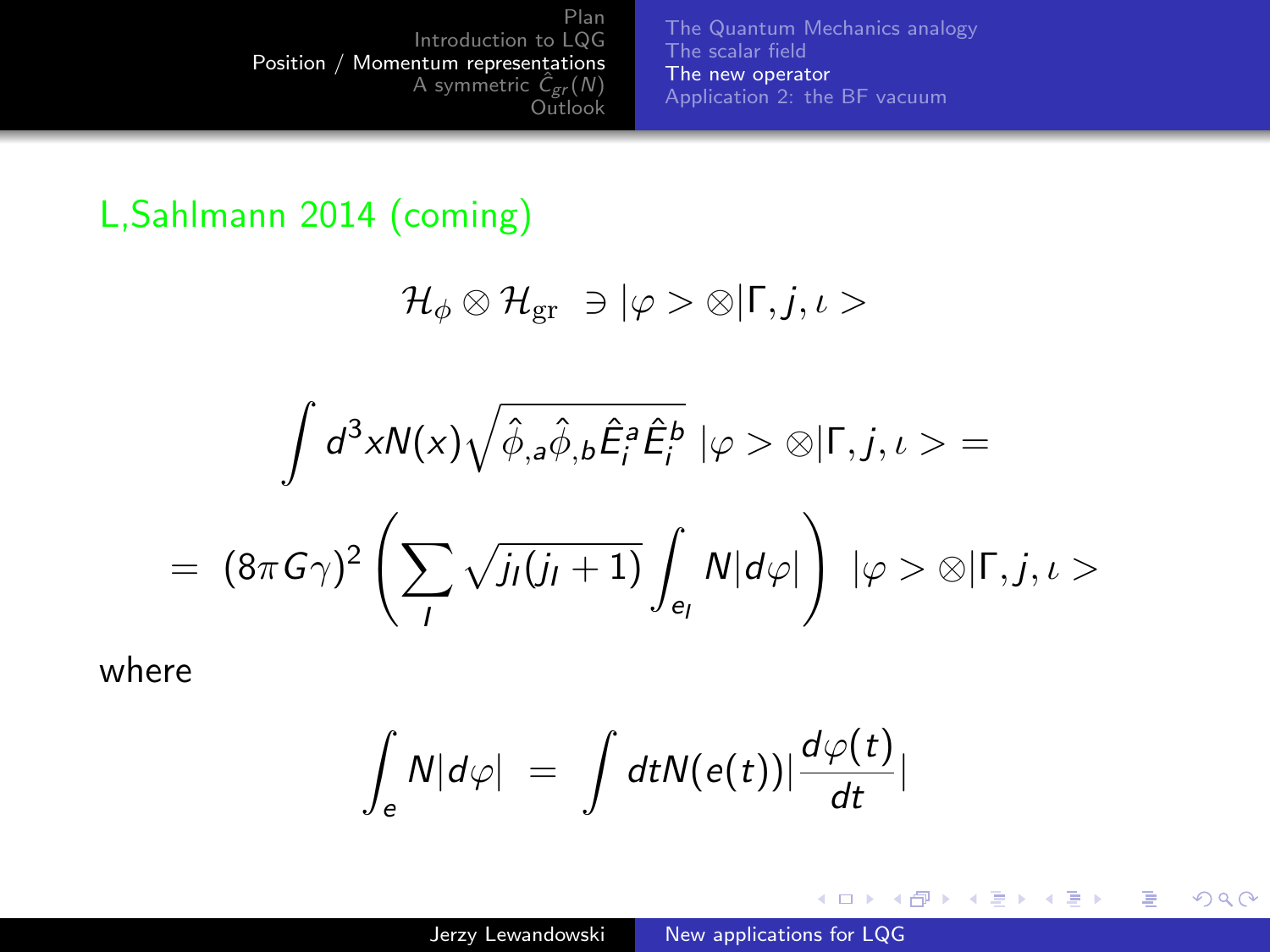L,Sahlmann 2014 (coming)

$$\mathcal{H}_\phi \otimes \mathcal{H}_{\rm gr} \ \ni |\varphi > \otimes |\Gamma, j, \iota >$$

$$\int d^3x N(x) \sqrt{\hat{\phi}_{,a}\hat{\phi}_{,b}\hat{E}^a_i\hat{E}^b_i} \ |\varphi > \otimes |\Gamma, j, \iota > =$$

$$= \ (8\pi G\gamma)^2 \left( \sum_I \sqrt{j_I(j_I+1)} \int_{e_I} N|d\varphi| \right) \ |\varphi > \otimes |\Gamma, j, \iota >$$

where

$$\int_e N|d\varphi| \ = \ \int dt N(e(t)) \left|\frac{d\varphi(t)}{dt}\right|$$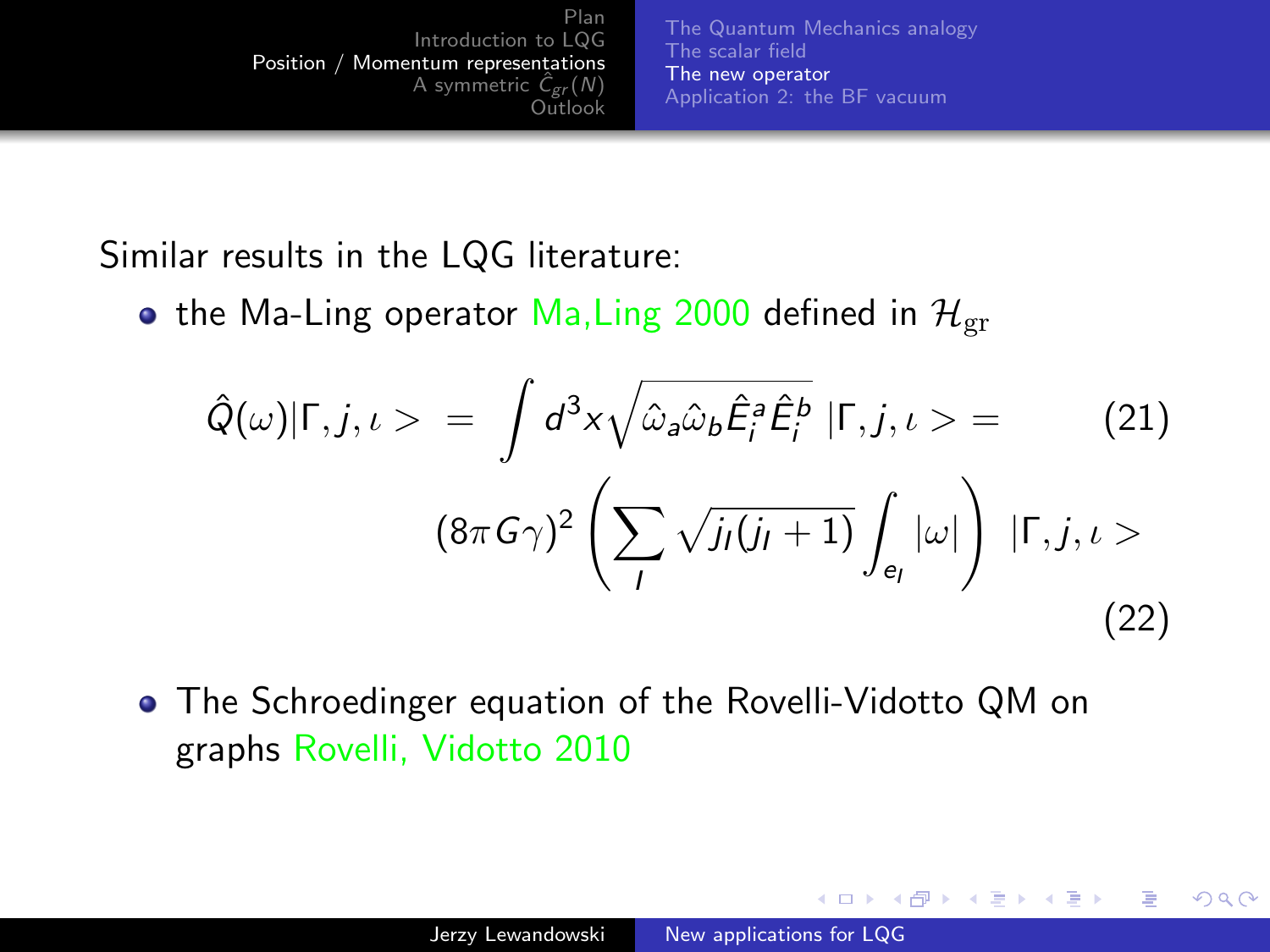Similar results in the LQG literature:

- the Ma-Ling operator Ma,Ling 2000 defined in $\mathcal{H}_{\rm gr}$

$$\hat{Q}(\omega)|\Gamma, j, \iota > \; = \; \int d^3x \sqrt{\hat{\omega}_a \hat{\omega}_b \hat{E}^a_i \hat{E}^b_i} \; |\Gamma, j, \iota > = \tag{21}$$

$$(8\pi G\gamma)^2 \left( \sum_I \sqrt{j_I(j_I+1)} \int_{e_I} |\omega| \right) \; |\Gamma, j, \iota > \tag{22}$$

- The Schroedinger equation of the Rovelli-Vidotto QM on graphs Rovelli, Vidotto 2010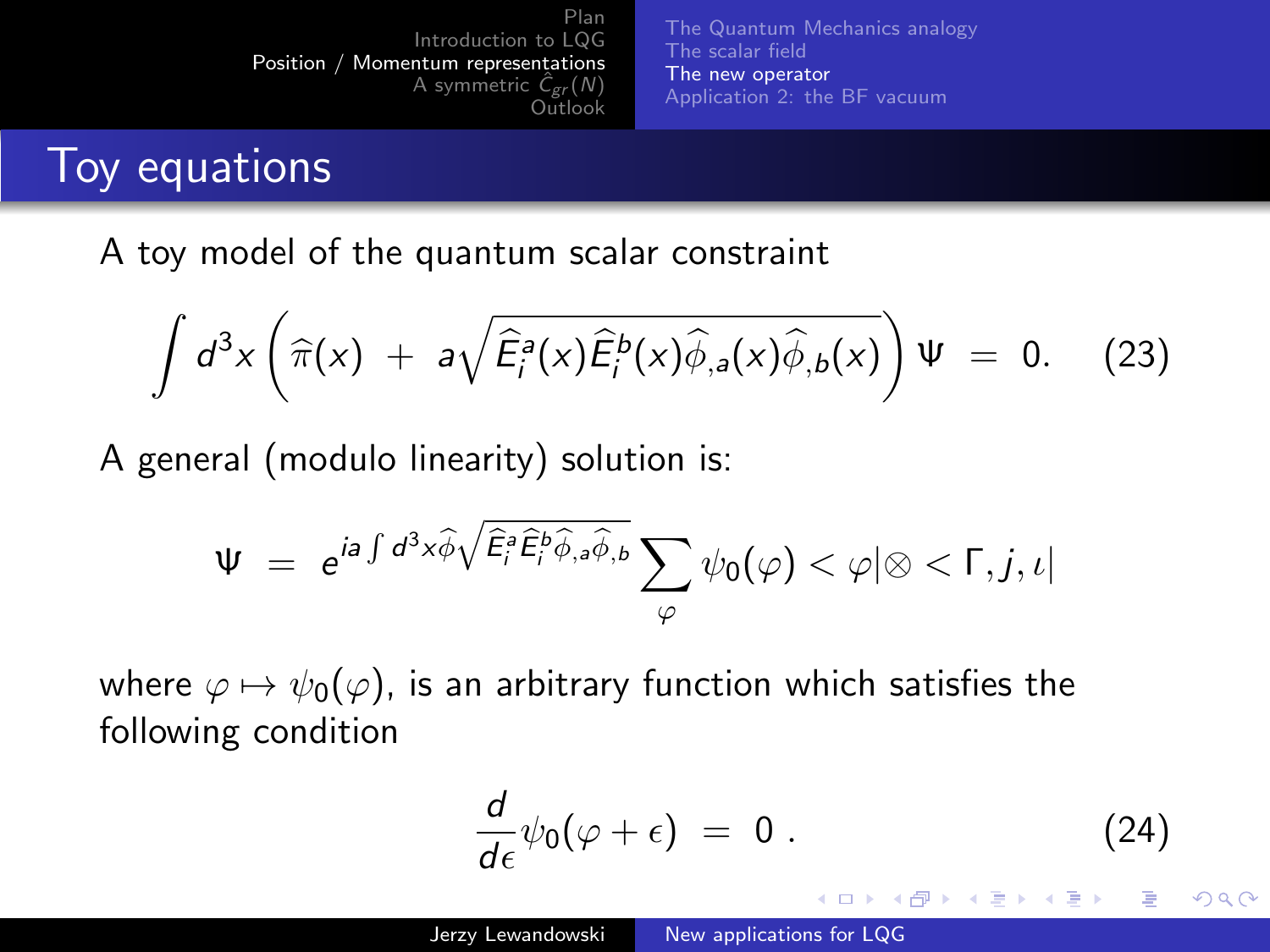# Toy equations

A toy model of the quantum scalar constraint

$$\int d^3x \left( \widehat{\pi}(x) \ + \ a\sqrt{\widehat{E}^a_i(x)\widehat{E}^b_i(x)\widehat{\phi}_{,a}(x)\widehat{\phi}_{,b}(x)} \right) \Psi \ = \ 0. \quad (23)$$

A general (modulo linearity) solution is:

$$\Psi \ = \ e^{ia\int d^3x \widehat{\phi}\sqrt{\widehat{E}^a_i\widehat{E}^b_i\widehat{\phi}_{,a}\widehat{\phi}_{,b}}} \sum_{\varphi} \psi_0(\varphi) < \varphi| \otimes < \Gamma, j, \iota|$$

where $\varphi \mapsto \psi_0(\varphi)$, is an arbitrary function which satisfies the following condition

$$\frac{d}{d\epsilon}\psi_0(\varphi + \epsilon) \ = \ 0 \ . \quad (24)$$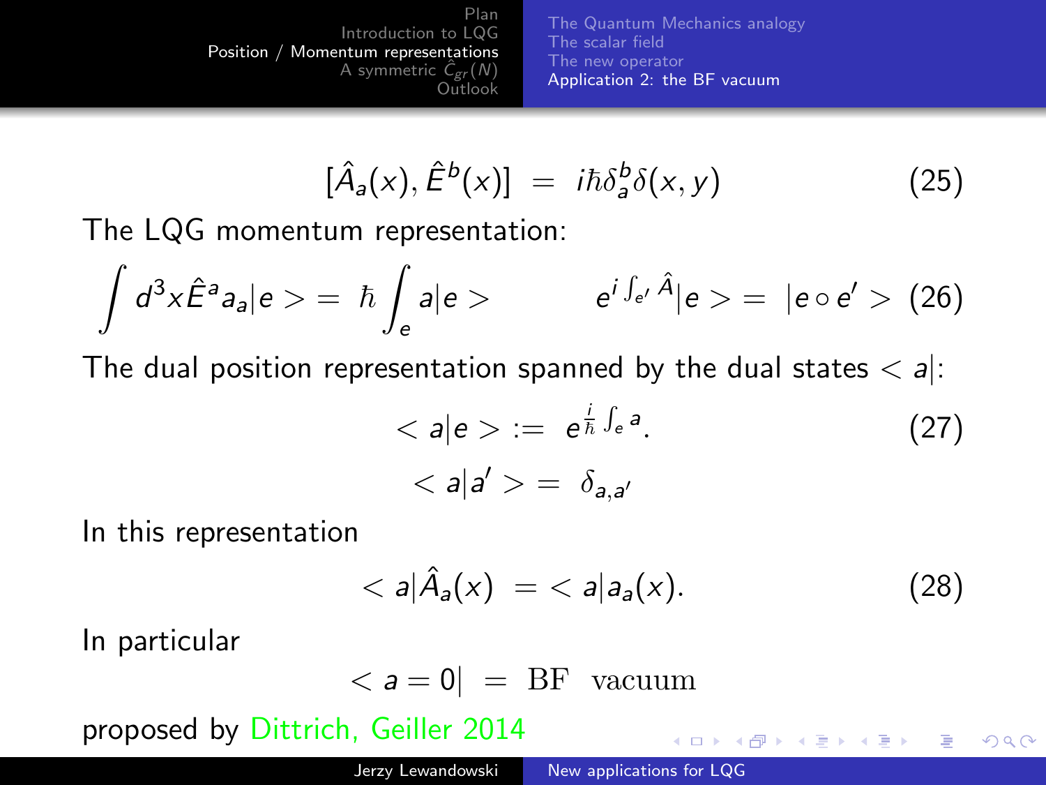$$[\hat{A}_a(x), \hat{E}^b(x)] \;=\; i\hbar\delta_a^b\delta(x,y) \tag{25}$$

The LQG momentum representation:

$$\int d^3x \hat{E}^a a_a|e> = \hbar\int_e a|e> \qquad\qquad e^{i\int_{e'}\hat{A}}|e> = |e\circ e'> \tag{26}$$

The dual position representation spanned by the dual states $<a|$:

$$<a|e> := e^{\frac{i}{\hbar}\int_e a}. \tag{27}$$

$$<a|a'> = \delta_{a,a'}$$

In this representation

$$<a|\hat{A}_a(x) = <a|a_a(x). \tag{28}$$

In particular

$$<a=0| = \text{BF vacuum}$$

proposed by Dittrich, Geiller 2014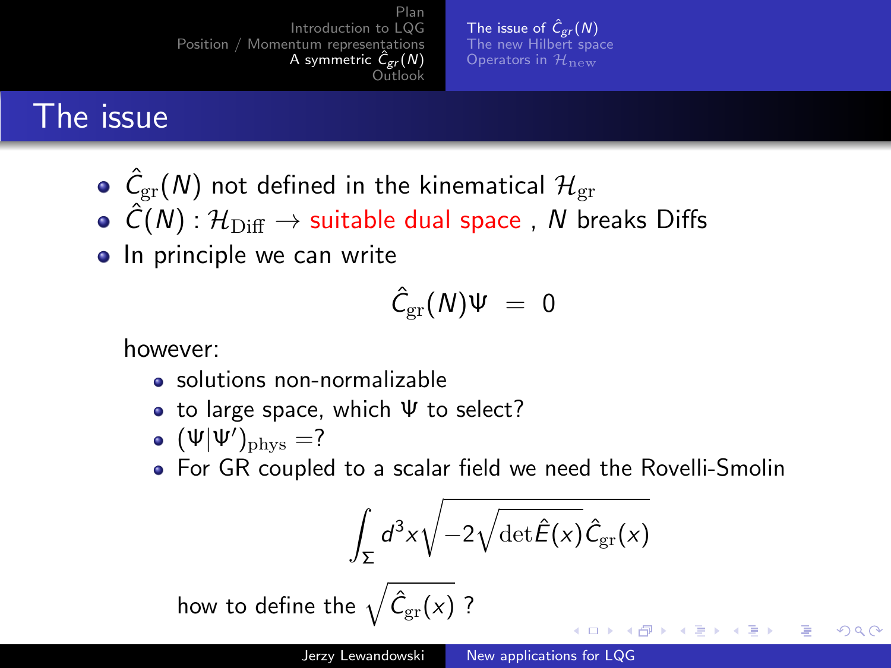# The issue

- $\hat{C}_{\rm gr}(N)$ not defined in the kinematical $\mathcal{H}_{\rm gr}$
- $\hat{C}(N) : \mathcal{H}_{\rm Diff} \to$ suitable dual space , $N$ breaks Diffs
- In principle we can write

$$\hat{C}_{\rm gr}(N)\Psi \;=\; 0$$

however:

- solutions non-normalizable
- to large space, which $\Psi$ to select?
- $(\Psi|\Psi')_{\rm phys} =?$
- For GR coupled to a scalar field we need the Rovelli-Smolin

$$\int_\Sigma d^3x \sqrt{-2\sqrt{\det \hat{E}(x)}\hat{C}_{\rm gr}(x)}$$

how to define the $\sqrt{\hat{C}_{\rm gr}(x)}$ ?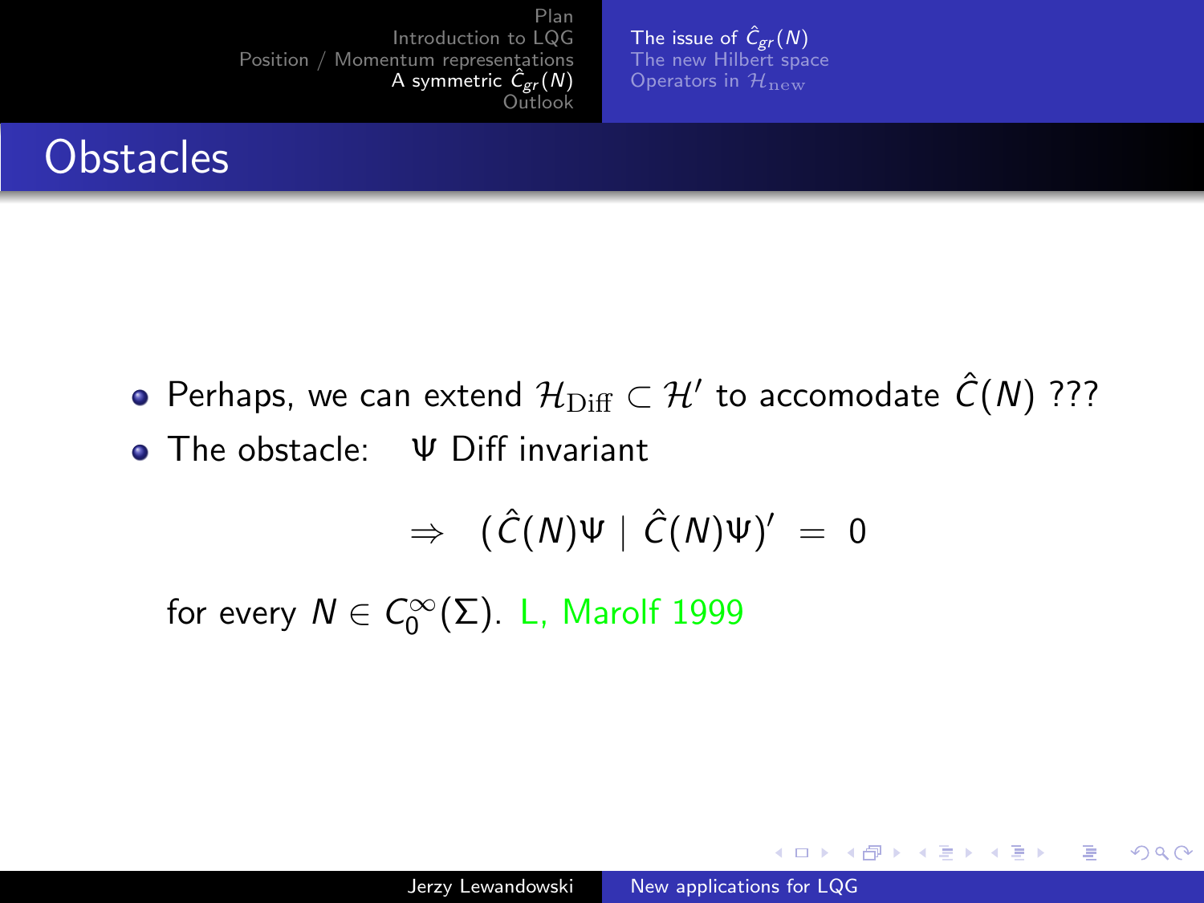# Obstacles

- Perhaps, we can extend $\mathcal{H}_{\rm Diff} \subset \mathcal{H}'$ to accomodate $\hat{C}(N)$ ???
- The obstacle: $\Psi$ Diff invariant

$$\Rightarrow \quad (\hat{C}(N)\Psi \mid \hat{C}(N)\Psi)' \; = \; 0$$

for every $N \in C_0^\infty(\Sigma)$. L, Marolf 1999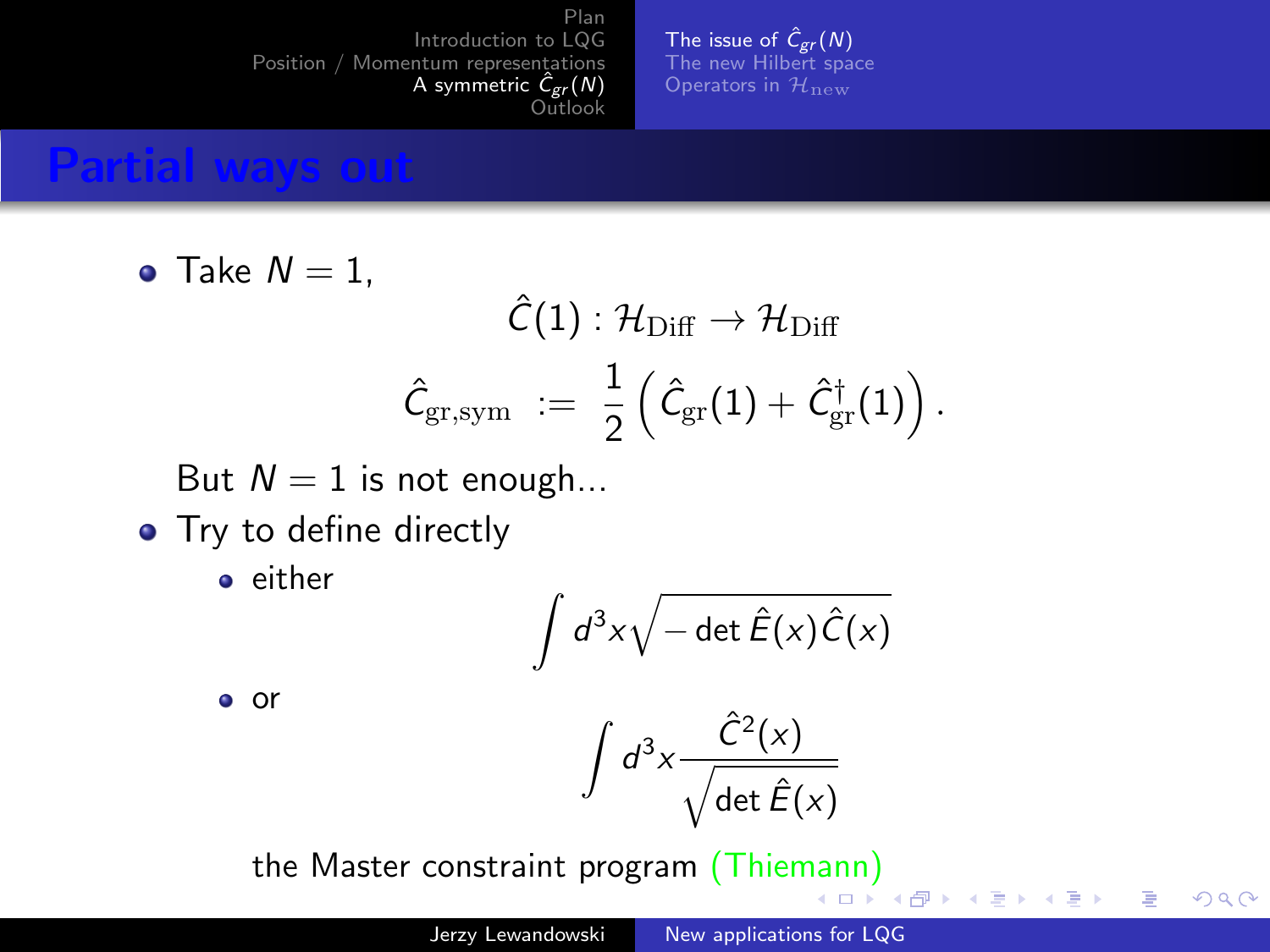# Partial ways out

- Take $N = 1$,

$$\hat{C}(1) : \mathcal{H}_{\rm Diff} \rightarrow \mathcal{H}_{\rm Diff}$$

$$\hat{C}_{\rm gr,sym} \; := \; \frac{1}{2}\left(\hat{C}_{\rm gr}(1) + \hat{C}^{\dagger}_{\rm gr}(1)\right).$$

  But $N = 1$ is not enough...

- Try to define directly
  - either

$$\int d^3x \sqrt{-\det \hat{E}(x)\hat{C}(x)}$$

  - or

$$\int d^3x \frac{\hat{C}^2(x)}{\sqrt{\det \hat{E}(x)}}$$

  the Master constraint program (Thiemann)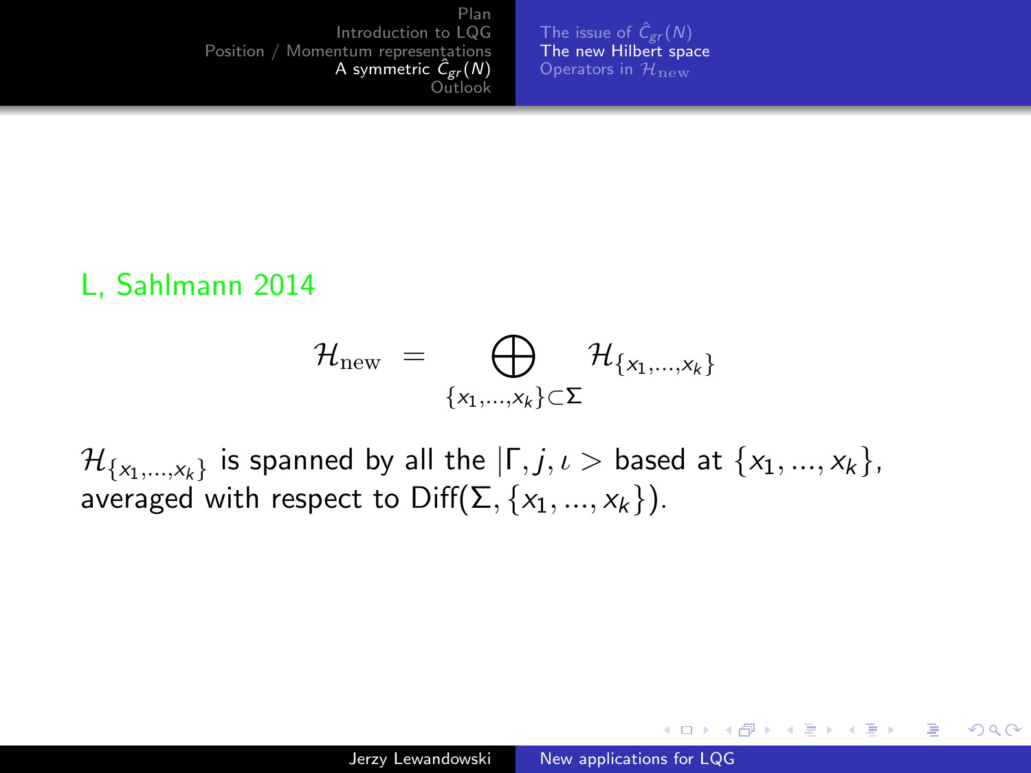L, Sahlmann 2014

$$\mathcal{H}_{\rm new} \ = \bigoplus_{\{x_1,\ldots,x_k\}\subset\Sigma} \mathcal{H}_{\{x_1,\ldots,x_k\}}$$

$\mathcal{H}_{\{x_1,\ldots,x_k\}}$ is spanned by all the $|\Gamma, j, \iota >$ based at $\{x_1, ..., x_k\}$, averaged with respect to Diff$(\Sigma, \{x_1, ..., x_k\})$.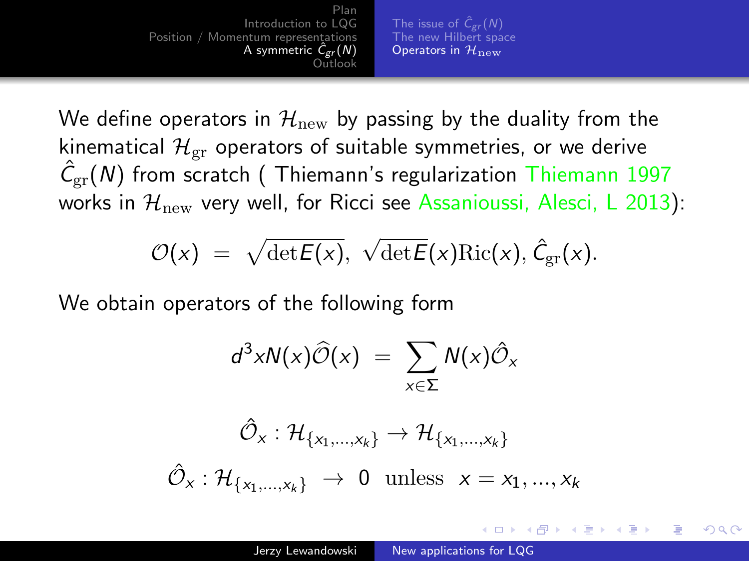We define operators in $\mathcal{H}_{\rm new}$ by passing by the duality from the kinematical $\mathcal{H}_{\rm gr}$ operators of suitable symmetries, or we derive $\hat{C}_{\rm gr}(N)$ from scratch ( Thiemann's regularization Thiemann 1997 works in $\mathcal{H}_{\rm new}$ very well, for Ricci see Assanioussi, Alesci, L 2013):

$$\mathcal{O}(x) \ = \ \sqrt{\det E(x)},\ \sqrt{\det E}(x){\rm Ric}(x), \hat{C}_{\rm gr}(x).$$

We obtain operators of the following form

$$d^3x N(x)\widehat{\mathcal{O}}(x) \ = \ \sum_{x\in\Sigma} N(x)\hat{\mathcal{O}}_x$$

$$\hat{\mathcal{O}}_x : \mathcal{H}_{\{x_1,...,x_k\}} \to \mathcal{H}_{\{x_1,...,x_k\}}$$

$$\hat{\mathcal{O}}_x : \mathcal{H}_{\{x_1,...,x_k\}} \ \to \ 0 \ \ {\rm unless} \ \ x = x_1, ..., x_k$$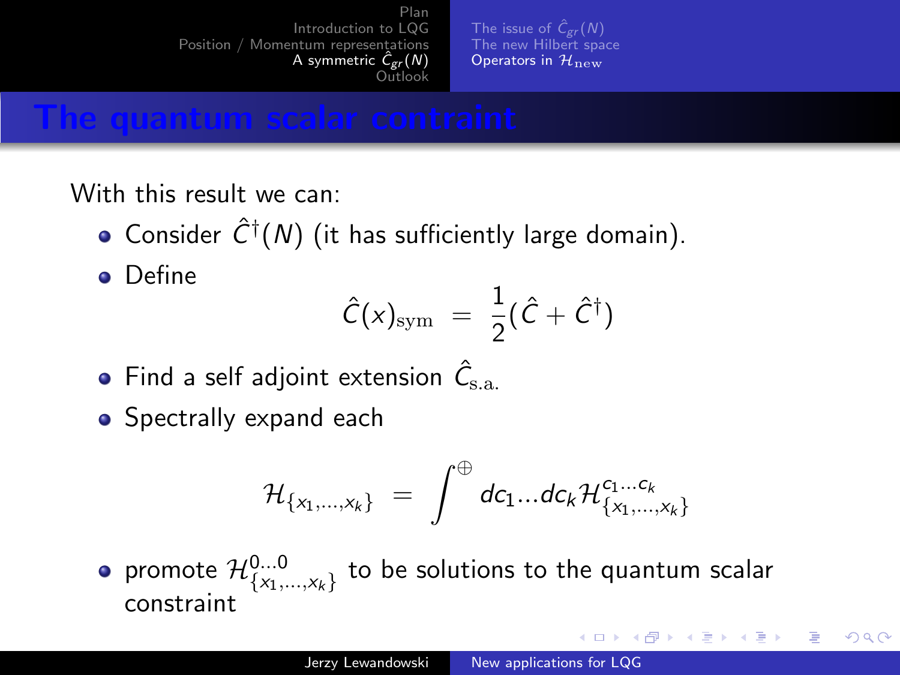# The quantum scalar contraint

With this result we can:

- Consider $\hat{C}^\dagger(N)$ (it has sufficiently large domain).
- Define

$$\hat{C}(x)_{\rm sym} \;=\; \frac{1}{2}(\hat{C} + \hat{C}^\dagger)$$

- Find a self adjoint extension $\hat{C}_{\rm s.a.}$
- Spectrally expand each

$$\mathcal{H}_{\{x_1,\ldots,x_k\}} \;=\; \int^{\oplus} dc_1 \ldots dc_k \mathcal{H}^{c_1\ldots c_k}_{\{x_1,\ldots,x_k\}}$$

- promote $\mathcal{H}^{0\ldots 0}_{\{x_1,\ldots,x_k\}}$ to be solutions to the quantum scalar constraint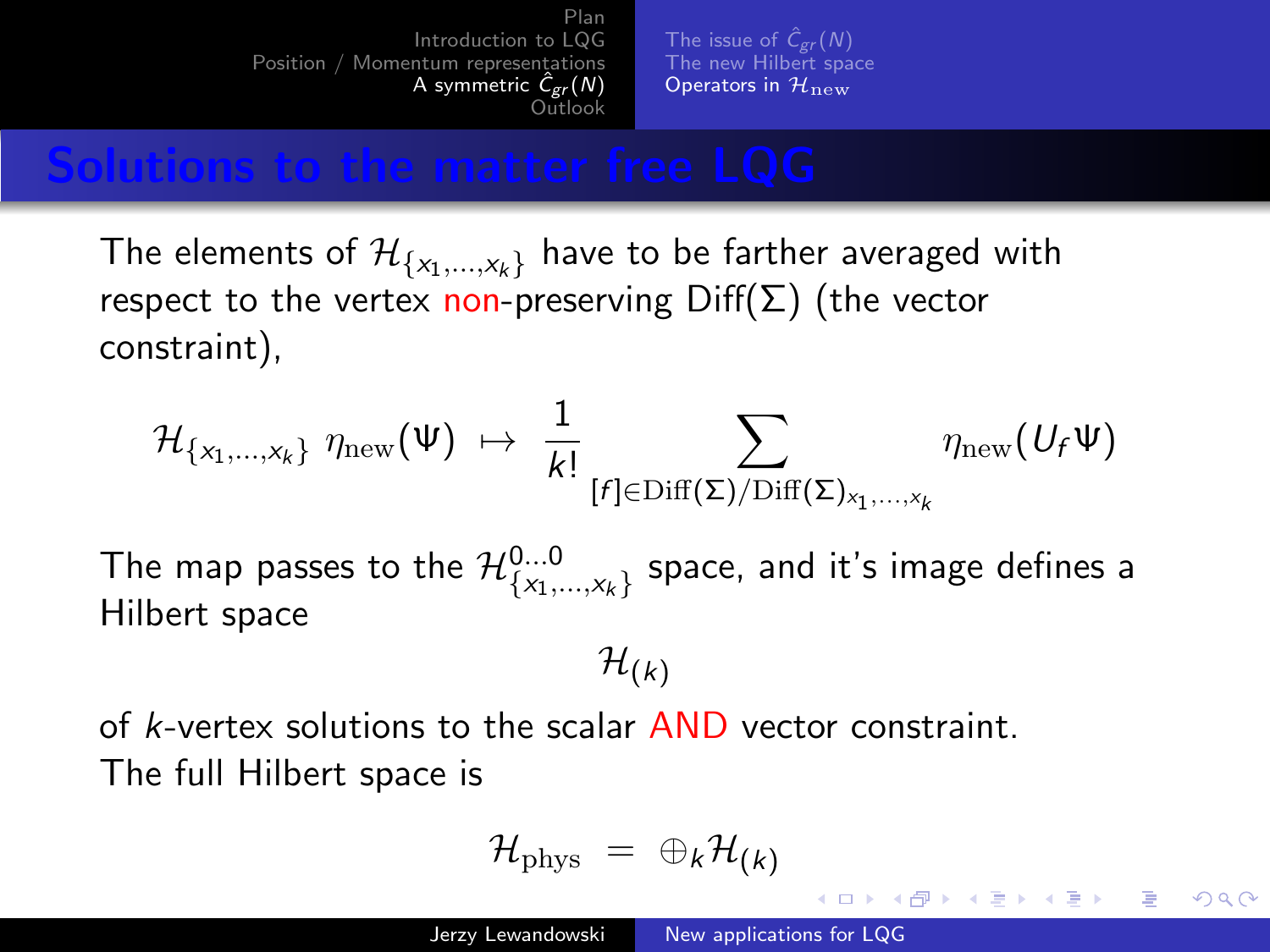## Solutions to the matter free LQG

The elements of $\mathcal{H}_{\{x_1,\ldots,x_k\}}$ have to be farther averaged with respect to the vertex non-preserving Diff($\Sigma$) (the vector constraint),

$$\mathcal{H}_{\{x_1,\ldots,x_k\}} \ \eta_{\rm new}(\Psi) \ \mapsto \ \frac{1}{k!} \sum_{[f]\in {\rm Diff}(\Sigma)/{\rm Diff}(\Sigma)_{x_1,\ldots,x_k}} \eta_{\rm new}(U_f\Psi)$$

The map passes to the $\mathcal{H}^{0\ldots0}_{\{x_1,\ldots,x_k\}}$ space, and it's image defines a Hilbert space

$$\mathcal{H}_{(k)}$$

of $k$-vertex solutions to the scalar AND vector constraint.
The full Hilbert space is

$$\mathcal{H}_{\rm phys} \ = \ \oplus_k \mathcal{H}_{(k)}$$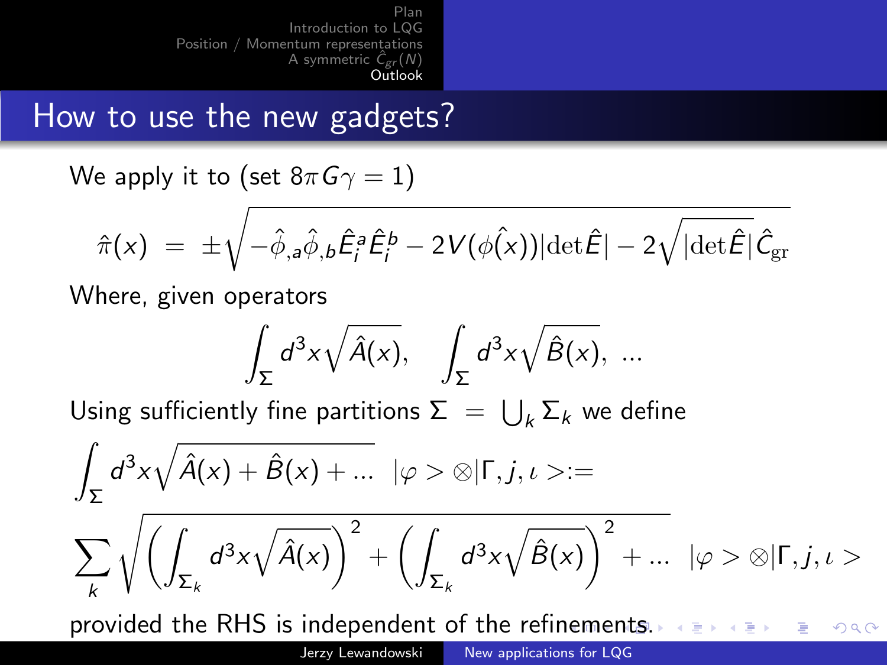## How to use the new gadgets?

We apply it to (set $8\pi G\gamma = 1$)

$$\hat{\pi}(x) \;=\; \pm\sqrt{-\hat{\phi}_{,a}\hat{\phi}_{,b}\hat{E}^a_i\hat{E}^b_i - 2V(\phi(\hat{x}))|\mathrm{det}\hat{E}| - 2\sqrt{|\mathrm{det}\hat{E}|}\,\hat{C}_{\mathrm{gr}}}$$

Where, given operators

$$\int_\Sigma d^3x\sqrt{\hat{A}(x)},\quad \int_\Sigma d^3x\sqrt{\hat{B}(x)},\ \ldots$$

Using sufficiently fine partitions $\Sigma \;=\; \bigcup_k \Sigma_k$ we define

$$\int_\Sigma d^3x\sqrt{\hat{A}(x)+\hat{B}(x)+\ldots}\;\;|\varphi> \otimes|\Gamma, j, \iota >:=$$

$$\sum_k \sqrt{\left(\int_{\Sigma_k} d^3x\sqrt{\hat{A}(x)}\right)^2 + \left(\int_{\Sigma_k} d^3x\sqrt{\hat{B}(x)}\right)^2 + \ldots}\;\;|\varphi> \otimes|\Gamma, j, \iota >$$

provided the RHS is independent of the refinements.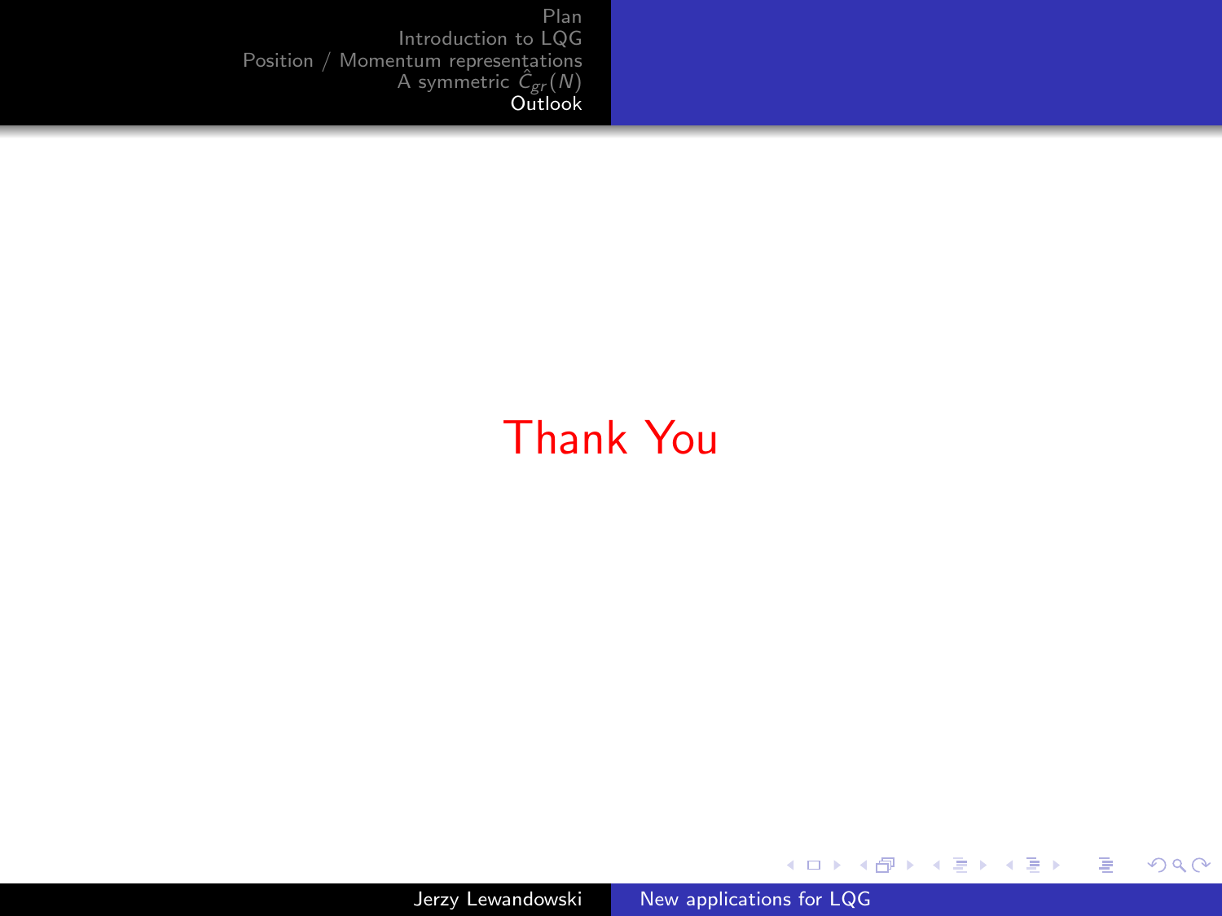Thank You